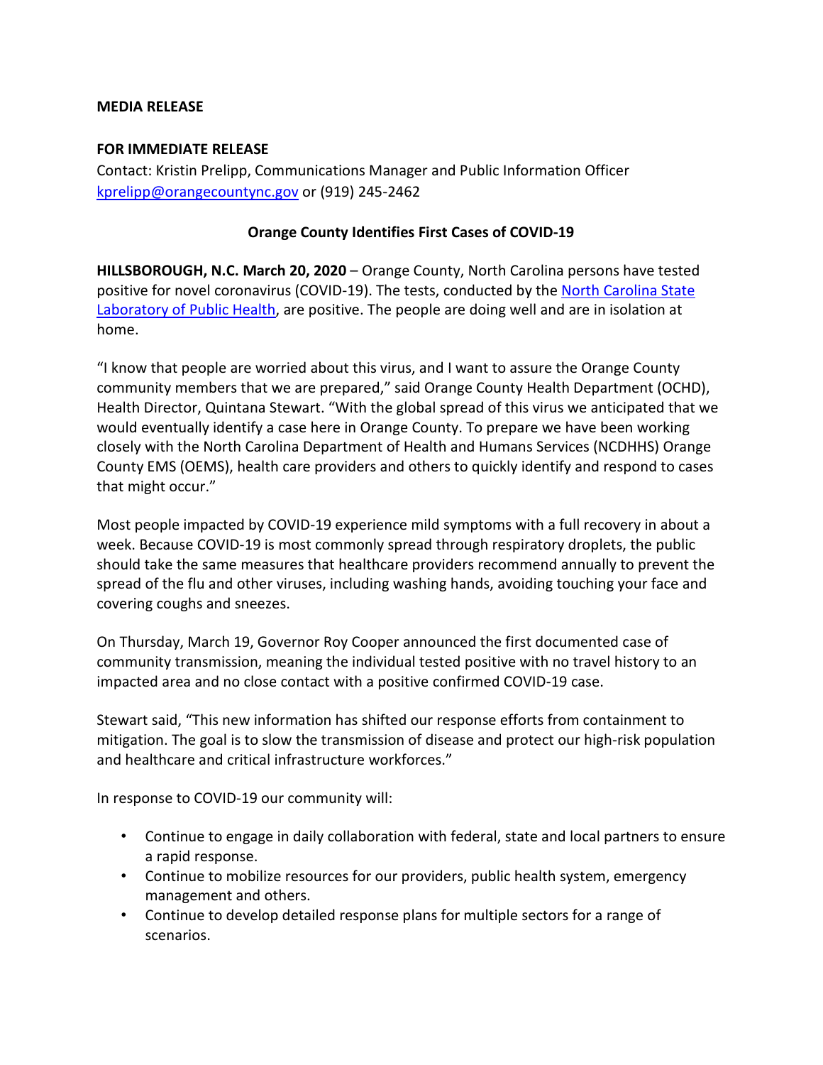**MEDIA RELEASE**

**FOR IMMEDIATE RELEASE**

Contact: Kristin Prelipp, Communications Manager and Public Information Officer
[kprelipp@orangecountync.gov](mailto:kprelipp@orangecountync.gov) or (919) 245-2462

**Orange County Identifies First Cases of COVID-19**

**HILLSBOROUGH, N.C. March 20, 2020** – Orange County, North Carolina persons have tested positive for novel coronavirus (COVID-19). The tests, conducted by the [North Carolina State Laboratory of Public Health](), are positive. The people are doing well and are in isolation at home.

"I know that people are worried about this virus, and I want to assure the Orange County community members that we are prepared," said Orange County Health Department (OCHD), Health Director, Quintana Stewart. "With the global spread of this virus we anticipated that we would eventually identify a case here in Orange County. To prepare we have been working closely with the North Carolina Department of Health and Humans Services (NCDHHS) Orange County EMS (OEMS), health care providers and others to quickly identify and respond to cases that might occur."

Most people impacted by COVID-19 experience mild symptoms with a full recovery in about a week. Because COVID-19 is most commonly spread through respiratory droplets, the public should take the same measures that healthcare providers recommend annually to prevent the spread of the flu and other viruses, including washing hands, avoiding touching your face and covering coughs and sneezes.

On Thursday, March 19, Governor Roy Cooper announced the first documented case of community transmission, meaning the individual tested positive with no travel history to an impacted area and no close contact with a positive confirmed COVID-19 case.

Stewart said, "This new information has shifted our response efforts from containment to mitigation. The goal is to slow the transmission of disease and protect our high-risk population and healthcare and critical infrastructure workforces."

In response to COVID-19 our community will:

- Continue to engage in daily collaboration with federal, state and local partners to ensure a rapid response.
- Continue to mobilize resources for our providers, public health system, emergency management and others.
- Continue to develop detailed response plans for multiple sectors for a range of scenarios.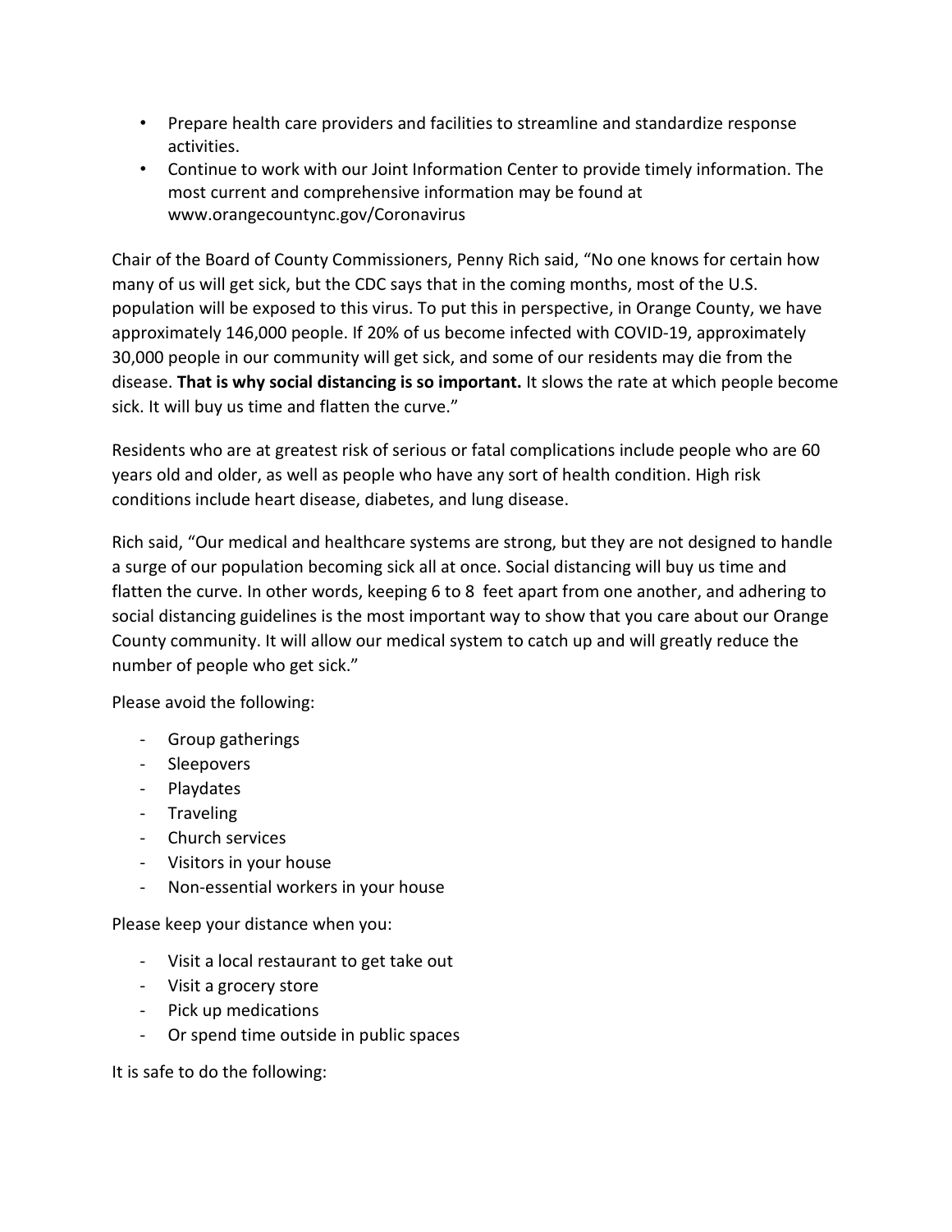- Prepare health care providers and facilities to streamline and standardize response activities.
- Continue to work with our Joint Information Center to provide timely information. The most current and comprehensive information may be found at www.orangecountync.gov/Coronavirus

Chair of the Board of County Commissioners, Penny Rich said, “No one knows for certain how many of us will get sick, but the CDC says that in the coming months, most of the U.S. population will be exposed to this virus. To put this in perspective, in Orange County, we have approximately 146,000 people. If 20% of us become infected with COVID-19, approximately 30,000 people in our community will get sick, and some of our residents may die from the disease. **That is why social distancing is so important.** It slows the rate at which people become sick. It will buy us time and flatten the curve.”

Residents who are at greatest risk of serious or fatal complications include people who are 60 years old and older, as well as people who have any sort of health condition. High risk conditions include heart disease, diabetes, and lung disease.

Rich said, “Our medical and healthcare systems are strong, but they are not designed to handle a surge of our population becoming sick all at once. Social distancing will buy us time and flatten the curve. In other words, keeping 6 to 8 feet apart from one another, and adhering to social distancing guidelines is the most important way to show that you care about our Orange County community. It will allow our medical system to catch up and will greatly reduce the number of people who get sick.”

Please avoid the following:

- Group gatherings
- Sleepovers
- Playdates
- Traveling
- Church services
- Visitors in your house
- Non-essential workers in your house

Please keep your distance when you:

- Visit a local restaurant to get take out
- Visit a grocery store
- Pick up medications
- Or spend time outside in public spaces

It is safe to do the following: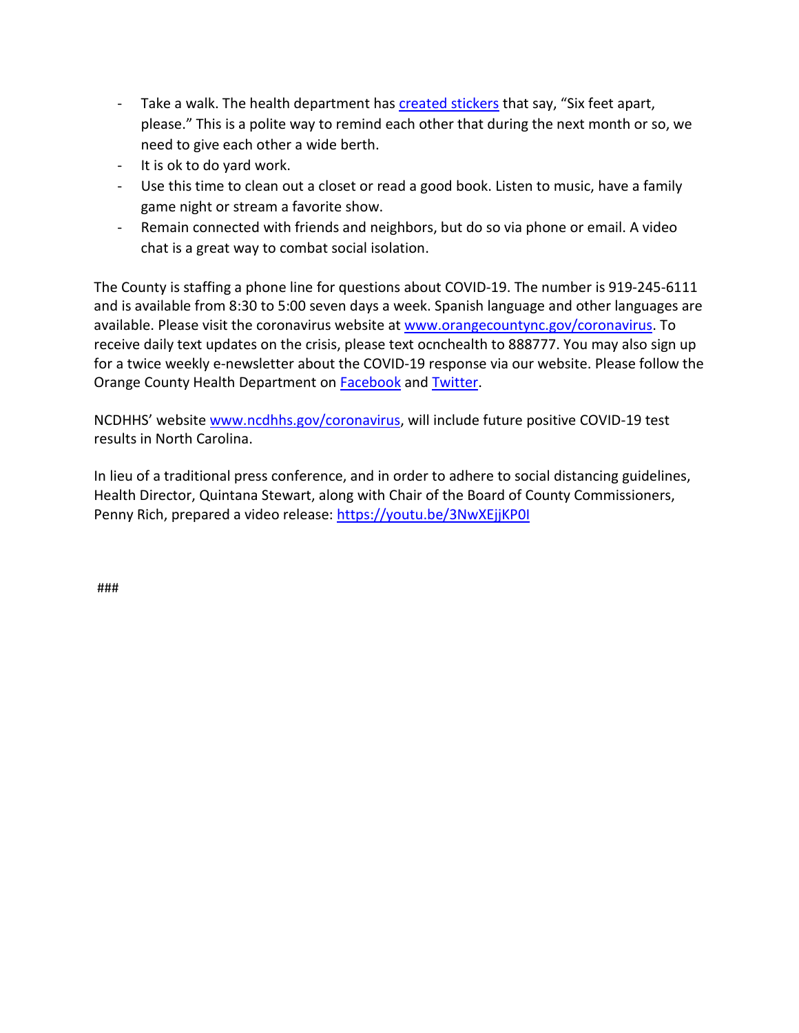- Take a walk. The health department has [created stickers]() that say, "Six feet apart, please." This is a polite way to remind each other that during the next month or so, we need to give each other a wide berth.
- It is ok to do yard work.
- Use this time to clean out a closet or read a good book. Listen to music, have a family game night or stream a favorite show.
- Remain connected with friends and neighbors, but do so via phone or email. A video chat is a great way to combat social isolation.

The County is staffing a phone line for questions about COVID-19. The number is 919-245-6111 and is available from 8:30 to 5:00 seven days a week. Spanish language and other languages are available. Please visit the coronavirus website at www.orangecountync.gov/coronavirus. To receive daily text updates on the crisis, please text ocnchealth to 888777. You may also sign up for a twice weekly e-newsletter about the COVID-19 response via our website. Please follow the Orange County Health Department on Facebook and Twitter.

NCDHHS' website www.ncdhhs.gov/coronavirus, will include future positive COVID-19 test results in North Carolina.

In lieu of a traditional press conference, and in order to adhere to social distancing guidelines, Health Director, Quintana Stewart, along with Chair of the Board of County Commissioners, Penny Rich, prepared a video release: https://youtu.be/3NwXEjjKP0I

###